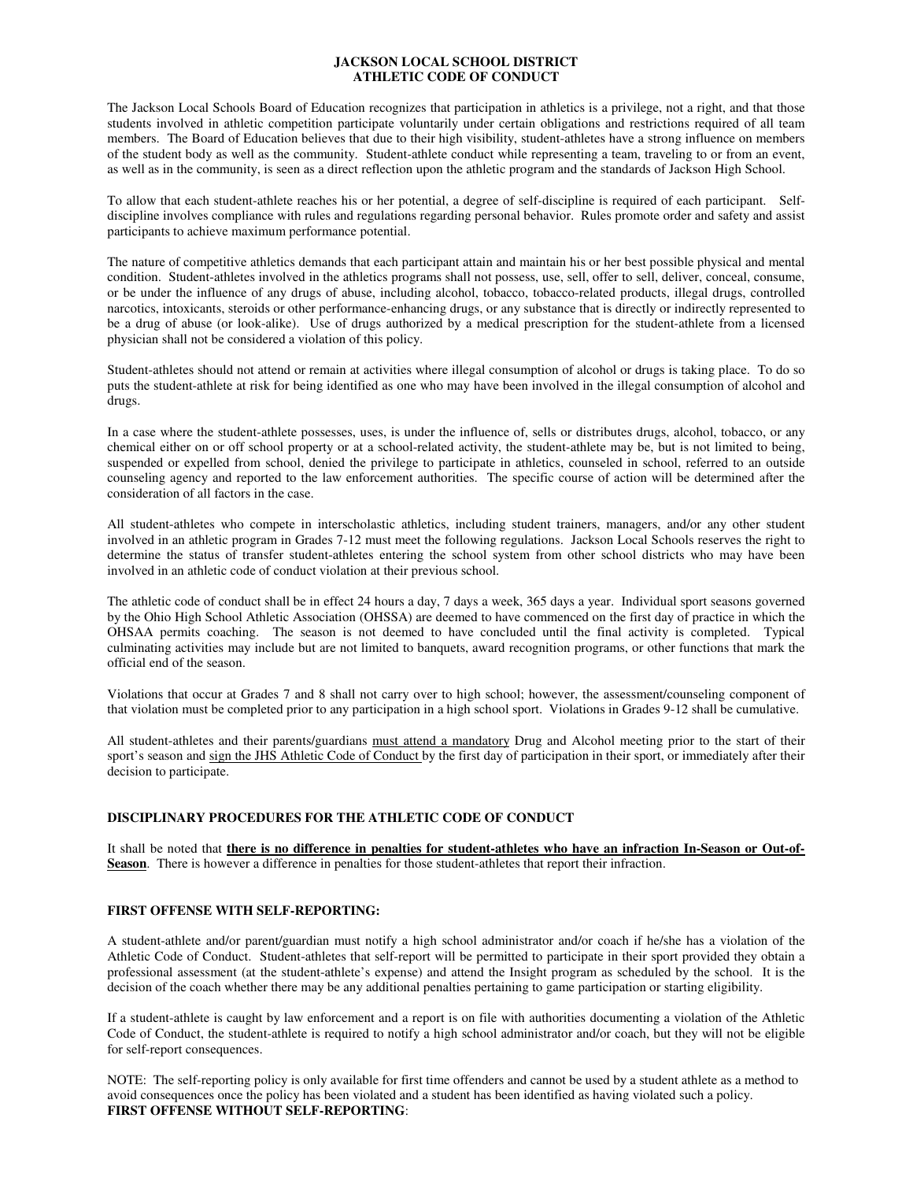# JACKSON LOCAL SCHOOL DISTRICT
# ATHLETIC CODE OF CONDUCT

The Jackson Local Schools Board of Education recognizes that participation in athletics is a privilege, not a right, and that those students involved in athletic competition participate voluntarily under certain obligations and restrictions required of all team members. The Board of Education believes that due to their high visibility, student-athletes have a strong influence on members of the student body as well as the community. Student-athlete conduct while representing a team, traveling to or from an event, as well as in the community, is seen as a direct reflection upon the athletic program and the standards of Jackson High School.

To allow that each student-athlete reaches his or her potential, a degree of self-discipline is required of each participant. Self-discipline involves compliance with rules and regulations regarding personal behavior. Rules promote order and safety and assist participants to achieve maximum performance potential.

The nature of competitive athletics demands that each participant attain and maintain his or her best possible physical and mental condition. Student-athletes involved in the athletics programs shall not possess, use, sell, offer to sell, deliver, conceal, consume, or be under the influence of any drugs of abuse, including alcohol, tobacco, tobacco-related products, illegal drugs, controlled narcotics, intoxicants, steroids or other performance-enhancing drugs, or any substance that is directly or indirectly represented to be a drug of abuse (or look-alike). Use of drugs authorized by a medical prescription for the student-athlete from a licensed physician shall not be considered a violation of this policy.

Student-athletes should not attend or remain at activities where illegal consumption of alcohol or drugs is taking place. To do so puts the student-athlete at risk for being identified as one who may have been involved in the illegal consumption of alcohol and drugs.

In a case where the student-athlete possesses, uses, is under the influence of, sells or distributes drugs, alcohol, tobacco, or any chemical either on or off school property or at a school-related activity, the student-athlete may be, but is not limited to being, suspended or expelled from school, denied the privilege to participate in athletics, counseled in school, referred to an outside counseling agency and reported to the law enforcement authorities. The specific course of action will be determined after the consideration of all factors in the case.

All student-athletes who compete in interscholastic athletics, including student trainers, managers, and/or any other student involved in an athletic program in Grades 7-12 must meet the following regulations. Jackson Local Schools reserves the right to determine the status of transfer student-athletes entering the school system from other school districts who may have been involved in an athletic code of conduct violation at their previous school.

The athletic code of conduct shall be in effect 24 hours a day, 7 days a week, 365 days a year. Individual sport seasons governed by the Ohio High School Athletic Association (OHSSA) are deemed to have commenced on the first day of practice in which the OHSAA permits coaching. The season is not deemed to have concluded until the final activity is completed. Typical culminating activities may include but are not limited to banquets, award recognition programs, or other functions that mark the official end of the season.

Violations that occur at Grades 7 and 8 shall not carry over to high school; however, the assessment/counseling component of that violation must be completed prior to any participation in a high school sport. Violations in Grades 9-12 shall be cumulative.

All student-athletes and their parents/guardians must attend a mandatory Drug and Alcohol meeting prior to the start of their sport's season and sign the JHS Athletic Code of Conduct by the first day of participation in their sport, or immediately after their decision to participate.

## DISCIPLINARY PROCEDURES FOR THE ATHLETIC CODE OF CONDUCT

It shall be noted that **there is no difference in penalties for student-athletes who have an infraction In-Season or Out-of-Season**. There is however a difference in penalties for those student-athletes that report their infraction.

### FIRST OFFENSE WITH SELF-REPORTING:

A student-athlete and/or parent/guardian must notify a high school administrator and/or coach if he/she has a violation of the Athletic Code of Conduct. Student-athletes that self-report will be permitted to participate in their sport provided they obtain a professional assessment (at the student-athlete's expense) and attend the Insight program as scheduled by the school. It is the decision of the coach whether there may be any additional penalties pertaining to game participation or starting eligibility.

If a student-athlete is caught by law enforcement and a report is on file with authorities documenting a violation of the Athletic Code of Conduct, the student-athlete is required to notify a high school administrator and/or coach, but they will not be eligible for self-report consequences.

NOTE: The self-reporting policy is only available for first time offenders and cannot be used by a student athlete as a method to avoid consequences once the policy has been violated and a student has been identified as having violated such a policy.

### FIRST OFFENSE WITHOUT SELF-REPORTING: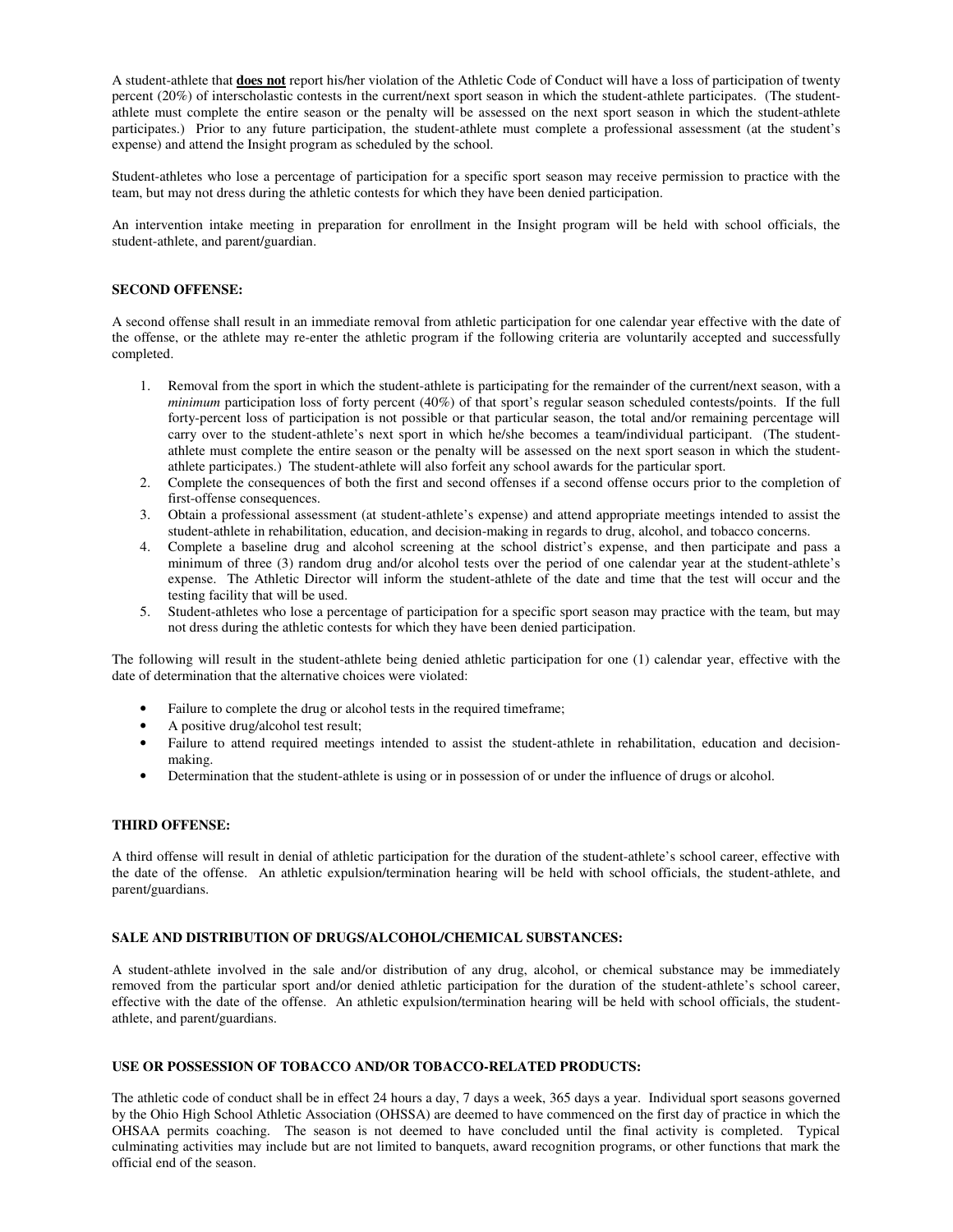A student-athlete that **does not** report his/her violation of the Athletic Code of Conduct will have a loss of participation of twenty percent (20%) of interscholastic contests in the current/next sport season in which the student-athlete participates. (The student-athlete must complete the entire season or the penalty will be assessed on the next sport season in which the student-athlete participates.) Prior to any future participation, the student-athlete must complete a professional assessment (at the student's expense) and attend the Insight program as scheduled by the school.

Student-athletes who lose a percentage of participation for a specific sport season may receive permission to practice with the team, but may not dress during the athletic contests for which they have been denied participation.

An intervention intake meeting in preparation for enrollment in the Insight program will be held with school officials, the student-athlete, and parent/guardian.

**SECOND OFFENSE:**

A second offense shall result in an immediate removal from athletic participation for one calendar year effective with the date of the offense, or the athlete may re-enter the athletic program if the following criteria are voluntarily accepted and successfully completed.

1. Removal from the sport in which the student-athlete is participating for the remainder of the current/next season, with a *minimum* participation loss of forty percent (40%) of that sport's regular season scheduled contests/points. If the full forty-percent loss of participation is not possible or that particular season, the total and/or remaining percentage will carry over to the student-athlete's next sport in which he/she becomes a team/individual participant. (The student-athlete must complete the entire season or the penalty will be assessed on the next sport season in which the student-athlete participates.) The student-athlete will also forfeit any school awards for the particular sport.
2. Complete the consequences of both the first and second offenses if a second offense occurs prior to the completion of first-offense consequences.
3. Obtain a professional assessment (at student-athlete's expense) and attend appropriate meetings intended to assist the student-athlete in rehabilitation, education, and decision-making in regards to drug, alcohol, and tobacco concerns.
4. Complete a baseline drug and alcohol screening at the school district's expense, and then participate and pass a minimum of three (3) random drug and/or alcohol tests over the period of one calendar year at the student-athlete's expense. The Athletic Director will inform the student-athlete of the date and time that the test will occur and the testing facility that will be used.
5. Student-athletes who lose a percentage of participation for a specific sport season may practice with the team, but may not dress during the athletic contests for which they have been denied participation.

The following will result in the student-athlete being denied athletic participation for one (1) calendar year, effective with the date of determination that the alternative choices were violated:

- Failure to complete the drug or alcohol tests in the required timeframe;
- A positive drug/alcohol test result;
- Failure to attend required meetings intended to assist the student-athlete in rehabilitation, education and decision-making.
- Determination that the student-athlete is using or in possession of or under the influence of drugs or alcohol.

**THIRD OFFENSE:**

A third offense will result in denial of athletic participation for the duration of the student-athlete's school career, effective with the date of the offense. An athletic expulsion/termination hearing will be held with school officials, the student-athlete, and parent/guardians.

**SALE AND DISTRIBUTION OF DRUGS/ALCOHOL/CHEMICAL SUBSTANCES:**

A student-athlete involved in the sale and/or distribution of any drug, alcohol, or chemical substance may be immediately removed from the particular sport and/or denied athletic participation for the duration of the student-athlete's school career, effective with the date of the offense. An athletic expulsion/termination hearing will be held with school officials, the student-athlete, and parent/guardians.

**USE OR POSSESSION OF TOBACCO AND/OR TOBACCO-RELATED PRODUCTS:**

The athletic code of conduct shall be in effect 24 hours a day, 7 days a week, 365 days a year. Individual sport seasons governed by the Ohio High School Athletic Association (OHSSA) are deemed to have commenced on the first day of practice in which the OHSAA permits coaching. The season is not deemed to have concluded until the final activity is completed. Typical culminating activities may include but are not limited to banquets, award recognition programs, or other functions that mark the official end of the season.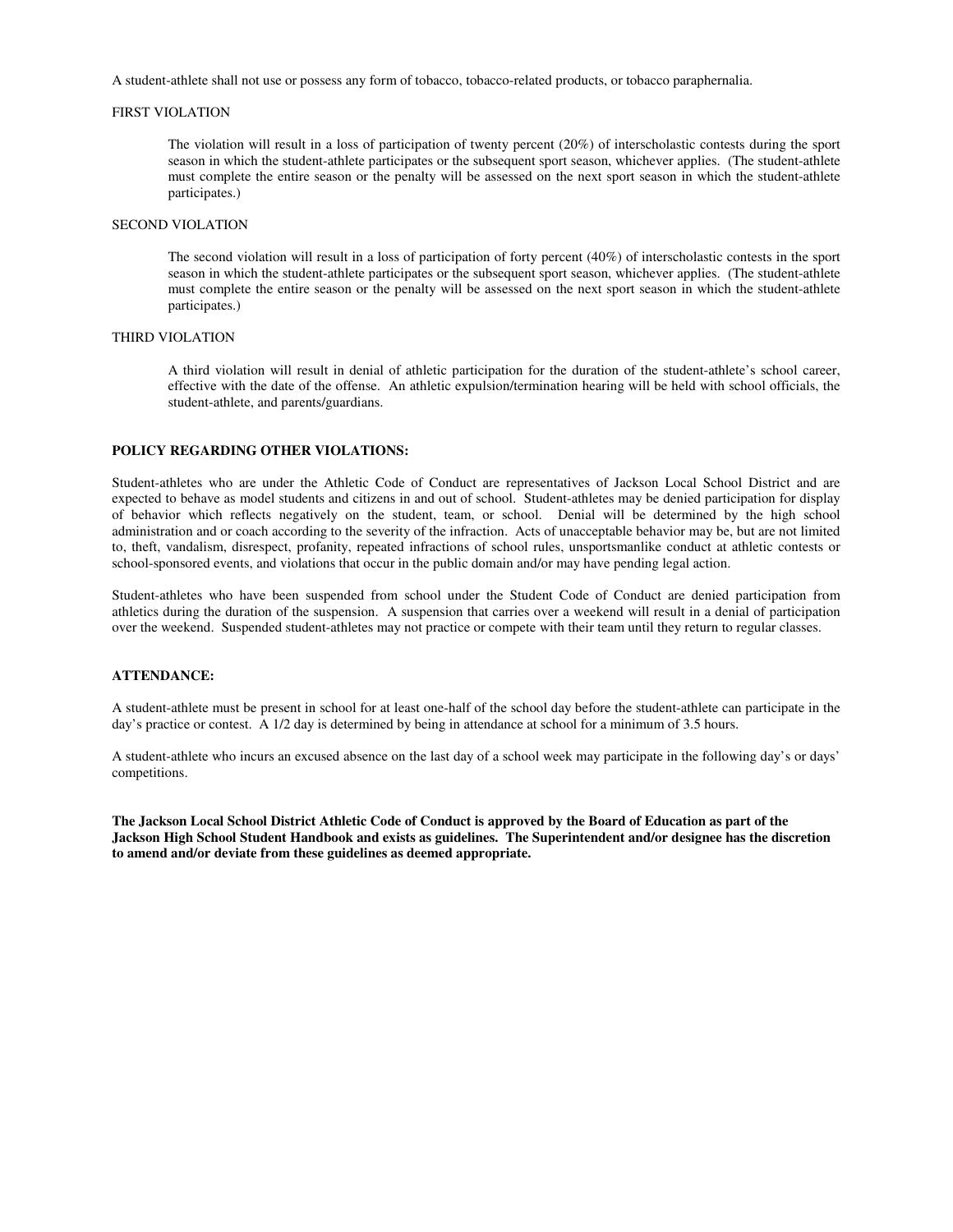A student-athlete shall not use or possess any form of tobacco, tobacco-related products, or tobacco paraphernalia.

FIRST VIOLATION

> The violation will result in a loss of participation of twenty percent (20%) of interscholastic contests during the sport season in which the student-athlete participates or the subsequent sport season, whichever applies. (The student-athlete must complete the entire season or the penalty will be assessed on the next sport season in which the student-athlete participates.)

SECOND VIOLATION

> The second violation will result in a loss of participation of forty percent (40%) of interscholastic contests in the sport season in which the student-athlete participates or the subsequent sport season, whichever applies. (The student-athlete must complete the entire season or the penalty will be assessed on the next sport season in which the student-athlete participates.)

THIRD VIOLATION

> A third violation will result in denial of athletic participation for the duration of the student-athlete's school career, effective with the date of the offense. An athletic expulsion/termination hearing will be held with school officials, the student-athlete, and parents/guardians.

**POLICY REGARDING OTHER VIOLATIONS:**

Student-athletes who are under the Athletic Code of Conduct are representatives of Jackson Local School District and are expected to behave as model students and citizens in and out of school. Student-athletes may be denied participation for display of behavior which reflects negatively on the student, team, or school. Denial will be determined by the high school administration and or coach according to the severity of the infraction. Acts of unacceptable behavior may be, but are not limited to, theft, vandalism, disrespect, profanity, repeated infractions of school rules, unsportsmanlike conduct at athletic contests or school-sponsored events, and violations that occur in the public domain and/or may have pending legal action.

Student-athletes who have been suspended from school under the Student Code of Conduct are denied participation from athletics during the duration of the suspension. A suspension that carries over a weekend will result in a denial of participation over the weekend. Suspended student-athletes may not practice or compete with their team until they return to regular classes.

**ATTENDANCE:**

A student-athlete must be present in school for at least one-half of the school day before the student-athlete can participate in the day's practice or contest. A 1/2 day is determined by being in attendance at school for a minimum of 3.5 hours.

A student-athlete who incurs an excused absence on the last day of a school week may participate in the following day's or days' competitions.

**The Jackson Local School District Athletic Code of Conduct is approved by the Board of Education as part of the Jackson High School Student Handbook and exists as guidelines. The Superintendent and/or designee has the discretion to amend and/or deviate from these guidelines as deemed appropriate.**